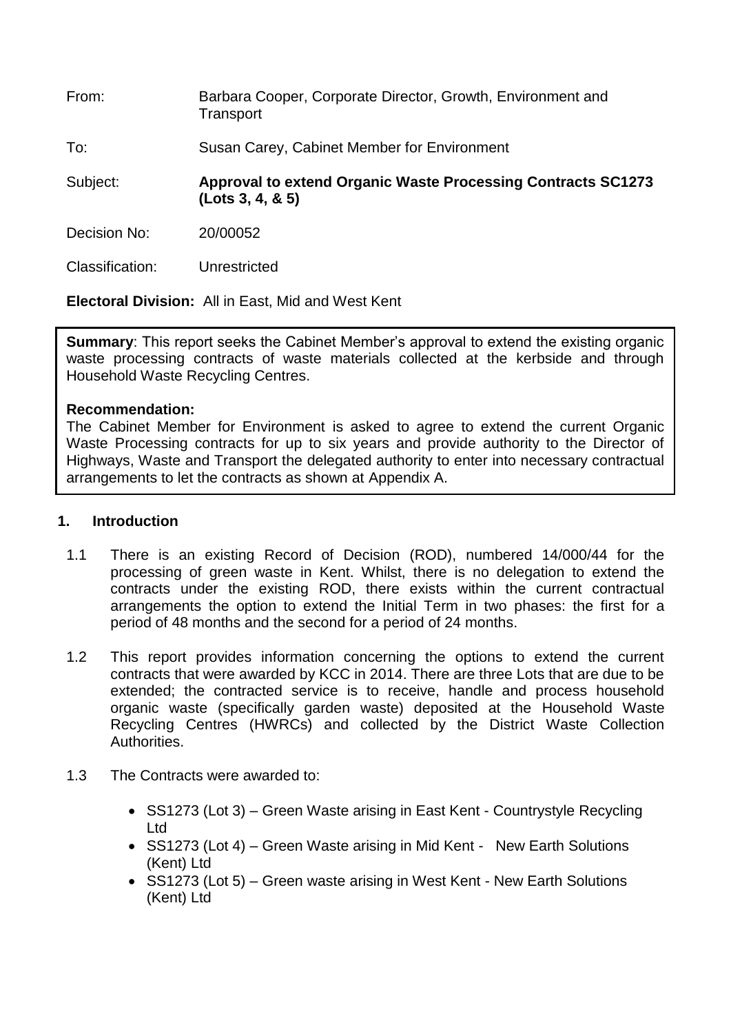| | |
|---|---|
| From: | Barbara Cooper, Corporate Director, Growth, Environment and Transport |
| To: | Susan Carey, Cabinet Member for Environment |
| Subject: | **Approval to extend Organic Waste Processing Contracts SC1273 (Lots 3, 4, & 5)** |
| Decision No: | 20/00052 |
| Classification: | Unrestricted |

**Electoral Division:** All in East, Mid and West Kent

**Summary**: This report seeks the Cabinet Member's approval to extend the existing organic waste processing contracts of waste materials collected at the kerbside and through Household Waste Recycling Centres.

**Recommendation:**
The Cabinet Member for Environment is asked to agree to extend the current Organic Waste Processing contracts for up to six years and provide authority to the Director of Highways, Waste and Transport the delegated authority to enter into necessary contractual arrangements to let the contracts as shown at Appendix A.

## 1. Introduction

1.1 There is an existing Record of Decision (ROD), numbered 14/000/44 for the processing of green waste in Kent. Whilst, there is no delegation to extend the contracts under the existing ROD, there exists within the current contractual arrangements the option to extend the Initial Term in two phases: the first for a period of 48 months and the second for a period of 24 months.

1.2 This report provides information concerning the options to extend the current contracts that were awarded by KCC in 2014. There are three Lots that are due to be extended; the contracted service is to receive, handle and process household organic waste (specifically garden waste) deposited at the Household Waste Recycling Centres (HWRCs) and collected by the District Waste Collection Authorities.

1.3 The Contracts were awarded to:

- SS1273 (Lot 3) – Green Waste arising in East Kent - Countrystyle Recycling Ltd
- SS1273 (Lot 4) – Green Waste arising in Mid Kent - New Earth Solutions (Kent) Ltd
- SS1273 (Lot 5) – Green waste arising in West Kent - New Earth Solutions (Kent) Ltd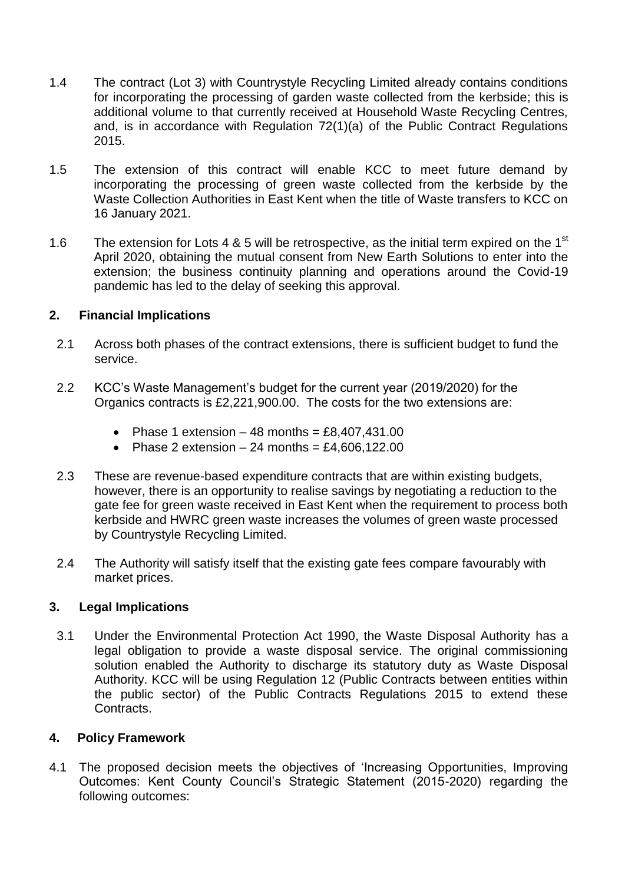1.4 The contract (Lot 3) with Countrystyle Recycling Limited already contains conditions for incorporating the processing of garden waste collected from the kerbside; this is additional volume to that currently received at Household Waste Recycling Centres, and, is in accordance with Regulation 72(1)(a) of the Public Contract Regulations 2015.

1.5 The extension of this contract will enable KCC to meet future demand by incorporating the processing of green waste collected from the kerbside by the Waste Collection Authorities in East Kent when the title of Waste transfers to KCC on 16 January 2021.

1.6 The extension for Lots 4 & 5 will be retrospective, as the initial term expired on the 1st April 2020, obtaining the mutual consent from New Earth Solutions to enter into the extension; the business continuity planning and operations around the Covid-19 pandemic has led to the delay of seeking this approval.

## 2. Financial Implications

2.1 Across both phases of the contract extensions, there is sufficient budget to fund the service.

2.2 KCC's Waste Management's budget for the current year (2019/2020) for the Organics contracts is £2,221,900.00. The costs for the two extensions are:

- Phase 1 extension – 48 months = £8,407,431.00
- Phase 2 extension – 24 months = £4,606,122.00

2.3 These are revenue-based expenditure contracts that are within existing budgets, however, there is an opportunity to realise savings by negotiating a reduction to the gate fee for green waste received in East Kent when the requirement to process both kerbside and HWRC green waste increases the volumes of green waste processed by Countrystyle Recycling Limited.

2.4 The Authority will satisfy itself that the existing gate fees compare favourably with market prices.

## 3. Legal Implications

3.1 Under the Environmental Protection Act 1990, the Waste Disposal Authority has a legal obligation to provide a waste disposal service. The original commissioning solution enabled the Authority to discharge its statutory duty as Waste Disposal Authority. KCC will be using Regulation 12 (Public Contracts between entities within the public sector) of the Public Contracts Regulations 2015 to extend these Contracts.

## 4. Policy Framework

4.1 The proposed decision meets the objectives of 'Increasing Opportunities, Improving Outcomes: Kent County Council's Strategic Statement (2015-2020) regarding the following outcomes: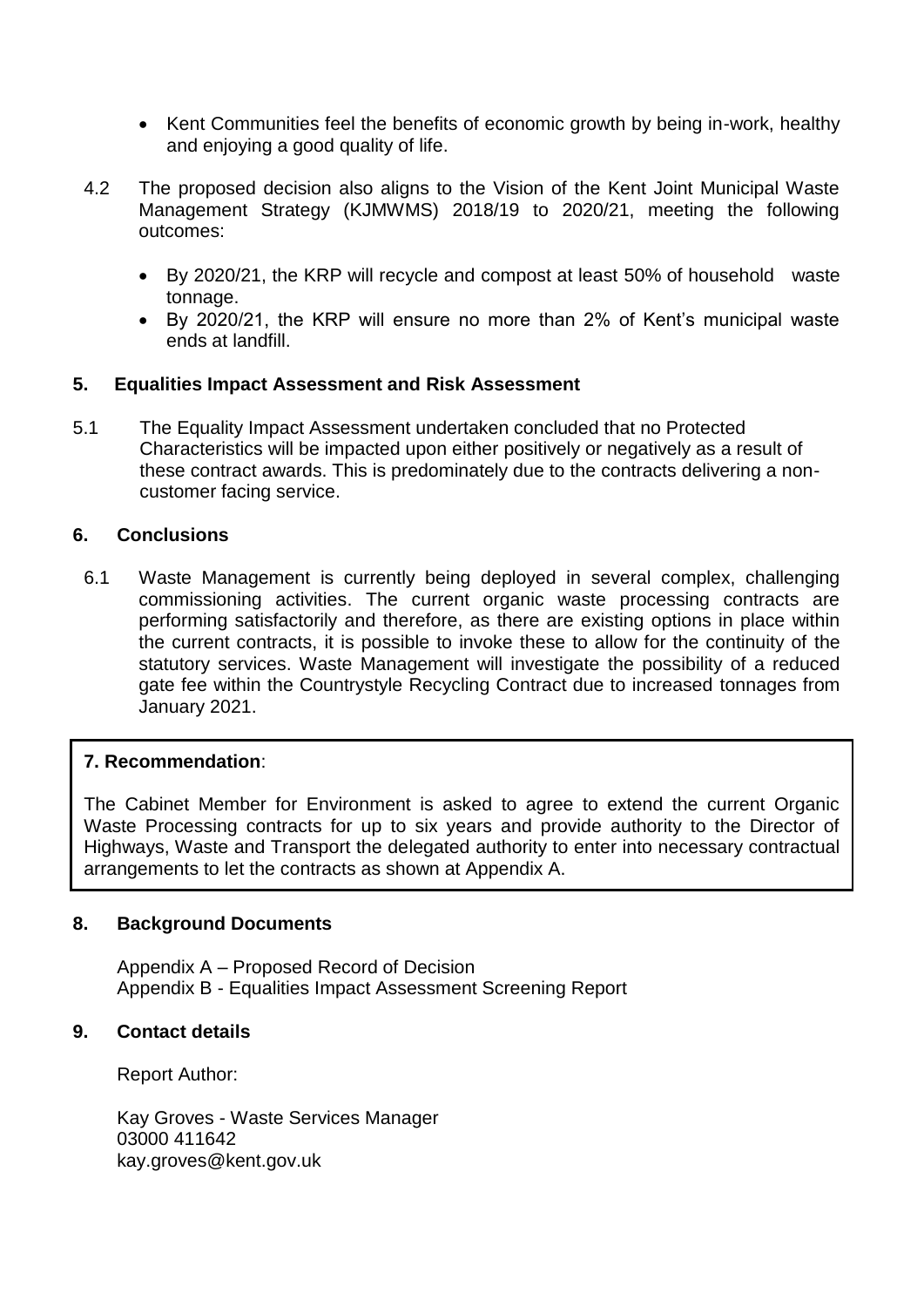- Kent Communities feel the benefits of economic growth by being in-work, healthy and enjoying a good quality of life.

4.2 The proposed decision also aligns to the Vision of the Kent Joint Municipal Waste Management Strategy (KJMWMS) 2018/19 to 2020/21, meeting the following outcomes:

- By 2020/21, the KRP will recycle and compost at least 50% of household waste tonnage.
- By 2020/21, the KRP will ensure no more than 2% of Kent's municipal waste ends at landfill.

## 5. Equalities Impact Assessment and Risk Assessment

5.1 The Equality Impact Assessment undertaken concluded that no Protected Characteristics will be impacted upon either positively or negatively as a result of these contract awards. This is predominately due to the contracts delivering a non-customer facing service.

## 6. Conclusions

6.1 Waste Management is currently being deployed in several complex, challenging commissioning activities. The current organic waste processing contracts are performing satisfactorily and therefore, as there are existing options in place within the current contracts, it is possible to invoke these to allow for the continuity of the statutory services. Waste Management will investigate the possibility of a reduced gate fee within the Countrystyle Recycling Contract due to increased tonnages from January 2021.

**7. Recommendation**:

The Cabinet Member for Environment is asked to agree to extend the current Organic Waste Processing contracts for up to six years and provide authority to the Director of Highways, Waste and Transport the delegated authority to enter into necessary contractual arrangements to let the contracts as shown at Appendix A.

## 8. Background Documents

Appendix A – Proposed Record of Decision
Appendix B - Equalities Impact Assessment Screening Report

## 9. Contact details

Report Author:

Kay Groves - Waste Services Manager
03000 411642
kay.groves@kent.gov.uk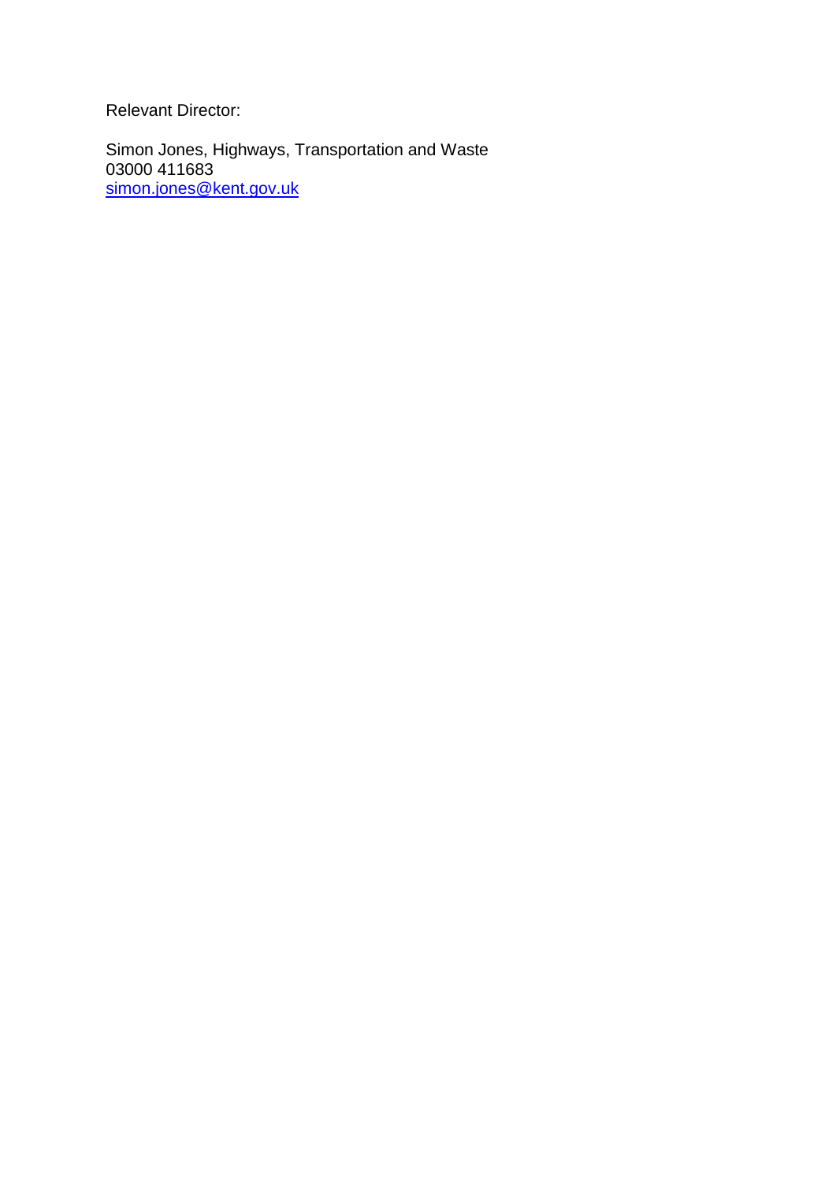Relevant Director:

Simon Jones, Highways, Transportation and Waste  
03000 411683  
simon.jones@kent.gov.uk